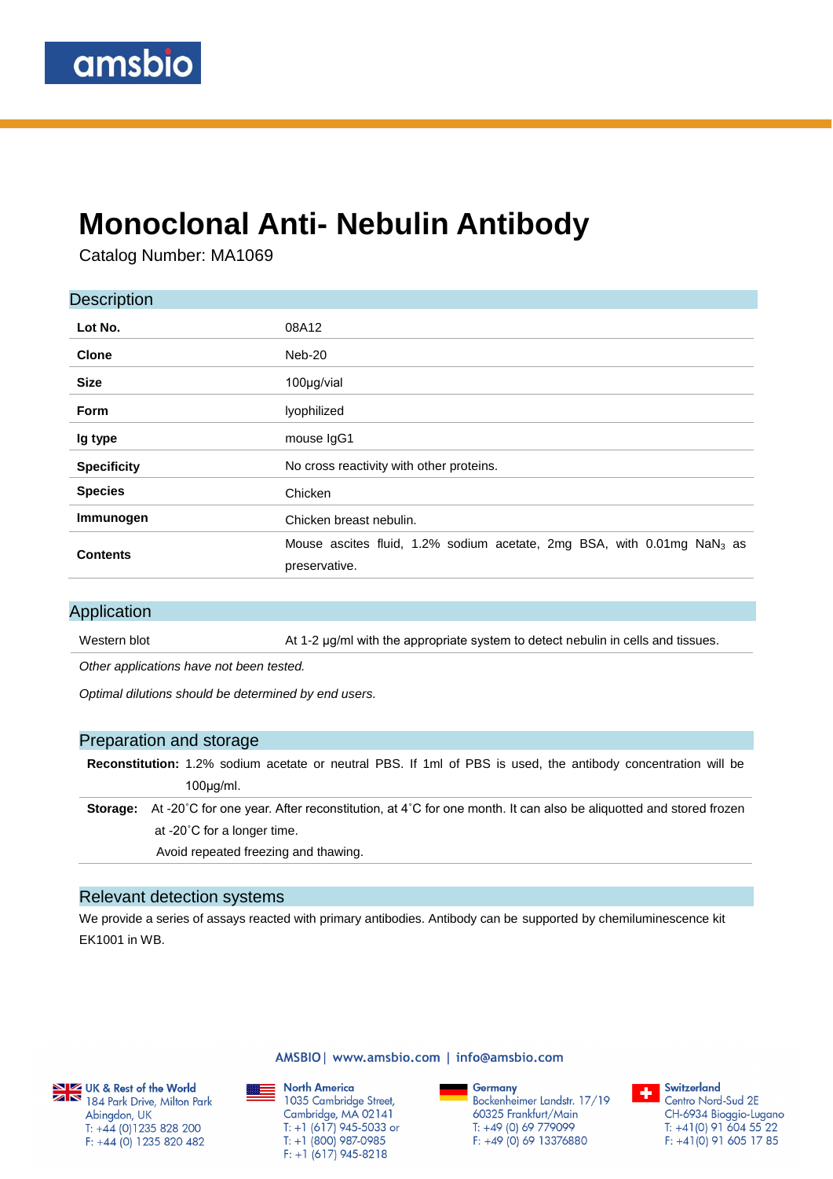# Monoclonal Anti- Nebulin Antibody

Catalog Number: MA1069

## Description

| | |
|---|---|
| **Lot No.** | 08A12 |
| **Clone** | Neb-20 |
| **Size** | 100μg/vial |
| **Form** | lyophilized |
| **Ig type** | mouse IgG1 |
| **Specificity** | No cross reactivity with other proteins. |
| **Species** | Chicken |
| **Immunogen** | Chicken breast nebulin. |
| **Contents** | Mouse ascites fluid, 1.2% sodium acetate, 2mg BSA, with 0.01mg $NaN_3$ as preservative. |

## Application

| | |
|---|---|
| Western blot | At 1-2 μg/ml with the appropriate system to detect nebulin in cells and tissues. |

*Other applications have not been tested.*

*Optimal dilutions should be determined by end users.*

## Preparation and storage

**Reconstitution:** 1.2% sodium acetate or neutral PBS. If 1ml of PBS is used, the antibody concentration will be 100μg/ml.

**Storage:** At -20˚C for one year. After reconstitution, at 4˚C for one month. It can also be aliquotted and stored frozen at -20˚C for a longer time.

Avoid repeated freezing and thawing.

## Relevant detection systems

We provide a series of assays reacted with primary antibodies. Antibody can be supported by chemiluminescence kit EK1001 in WB.

AMSBIO | www.amsbio.com | info@amsbio.com

**UK & Rest of the World**
184 Park Drive, Milton Park
Abingdon, UK
T: +44 (0)1235 828 200
F: +44 (0) 1235 820 482

**North America**
1035 Cambridge Street,
Cambridge, MA 02141
T: +1 (617) 945-5033 or
T: +1 (800) 987-0985
F: +1 (617) 945-8218

**Germany**
Bockenheimer Landstr. 17/19
60325 Frankfurt/Main
T: +49 (0) 69 779099
F: +49 (0) 69 13376880

**Switzerland**
Centro Nord-Sud 2E
CH-6934 Bioggio-Lugano
T: +41(0) 91 604 55 22
F: +41(0) 91 605 17 85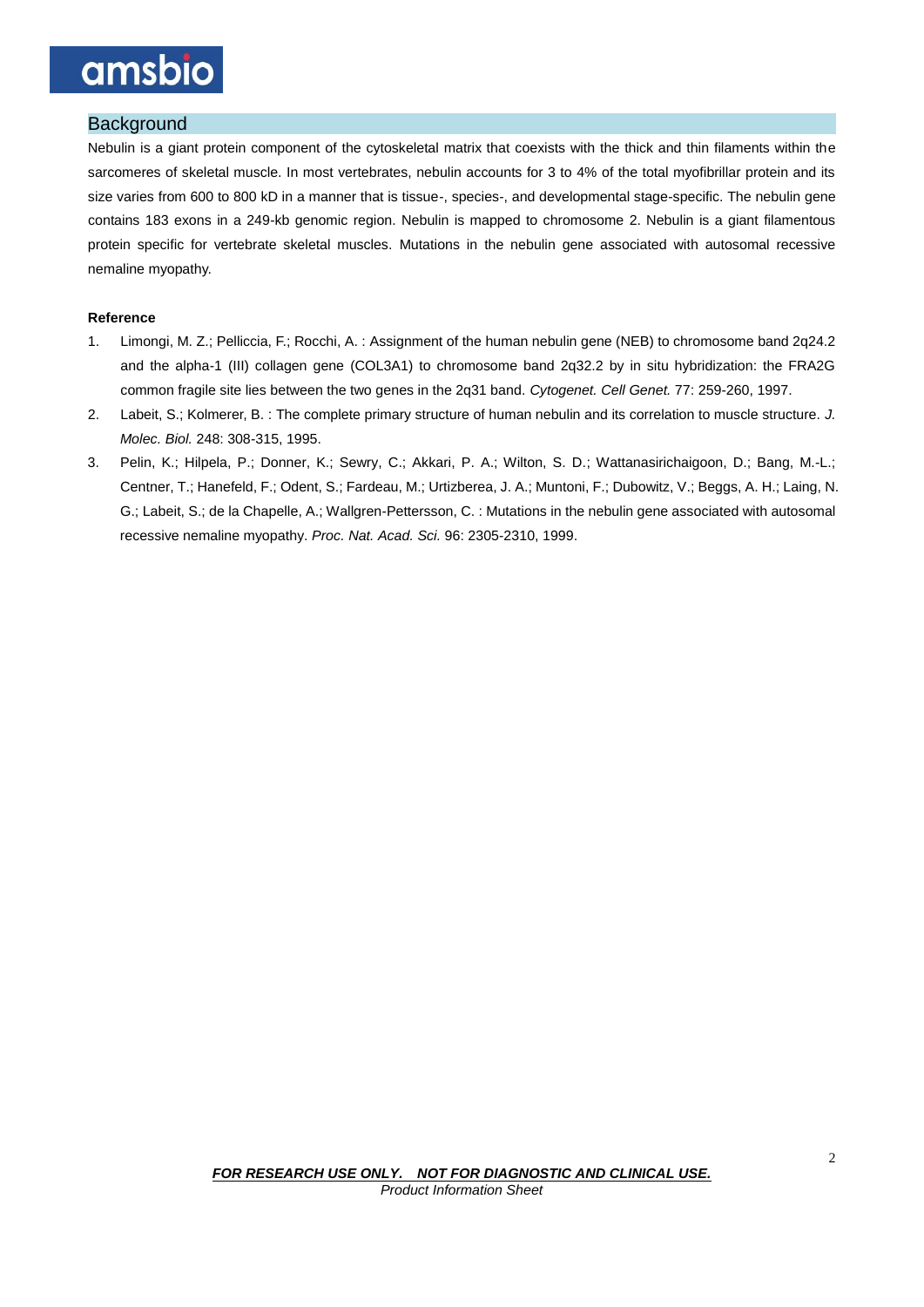## Background

Nebulin is a giant protein component of the cytoskeletal matrix that coexists with the thick and thin filaments within the sarcomeres of skeletal muscle. In most vertebrates, nebulin accounts for 3 to 4% of the total myofibrillar protein and its size varies from 600 to 800 kD in a manner that is tissue-, species-, and developmental stage-specific. The nebulin gene contains 183 exons in a 249-kb genomic region. Nebulin is mapped to chromosome 2. Nebulin is a giant filamentous protein specific for vertebrate skeletal muscles. Mutations in the nebulin gene associated with autosomal recessive nemaline myopathy.

**Reference**

1. Limongi, M. Z.; Pelliccia, F.; Rocchi, A. : Assignment of the human nebulin gene (NEB) to chromosome band 2q24.2 and the alpha-1 (III) collagen gene (COL3A1) to chromosome band 2q32.2 by in situ hybridization: the FRA2G common fragile site lies between the two genes in the 2q31 band. *Cytogenet. Cell Genet.* 77: 259-260, 1997.
2. Labeit, S.; Kolmerer, B. : The complete primary structure of human nebulin and its correlation to muscle structure. *J. Molec. Biol.* 248: 308-315, 1995.
3. Pelin, K.; Hilpela, P.; Donner, K.; Sewry, C.; Akkari, P. A.; Wilton, S. D.; Wattanasirichaigoon, D.; Bang, M.-L.; Centner, T.; Hanefeld, F.; Odent, S.; Fardeau, M.; Urtizberea, J. A.; Muntoni, F.; Dubowitz, V.; Beggs, A. H.; Laing, N. G.; Labeit, S.; de la Chapelle, A.; Wallgren-Pettersson, C. : Mutations in the nebulin gene associated with autosomal recessive nemaline myopathy. *Proc. Nat. Acad. Sci.* 96: 2305-2310, 1999.

***FOR RESEARCH USE ONLY. NOT FOR DIAGNOSTIC AND CLINICAL USE.***
*Product Information Sheet*